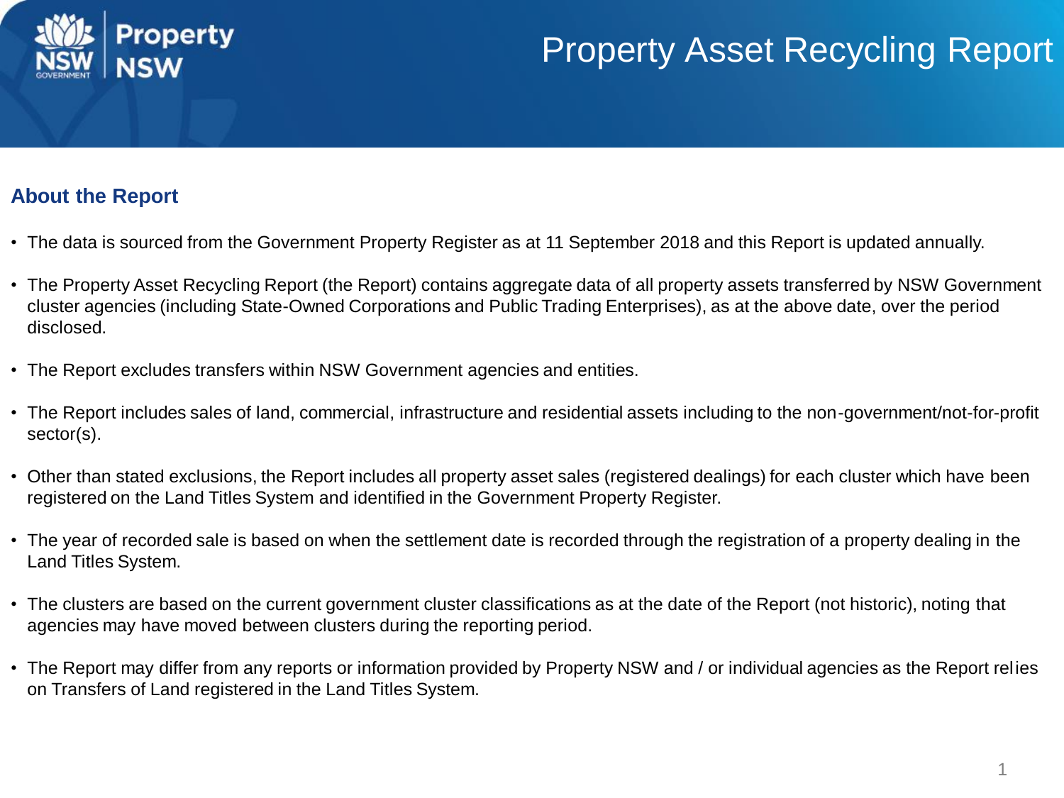# Property Asset Recycling Report

## About the Report

- The data is sourced from the Government Property Register as at 11 September 2018 and this Report is updated annually.
- The Property Asset Recycling Report (the Report) contains aggregate data of all property assets transferred by NSW Government cluster agencies (including State-Owned Corporations and Public Trading Enterprises), as at the above date, over the period disclosed.
- The Report excludes transfers within NSW Government agencies and entities.
- The Report includes sales of land, commercial, infrastructure and residential assets including to the non-government/not-for-profit sector(s).
- Other than stated exclusions, the Report includes all property asset sales (registered dealings) for each cluster which have been registered on the Land Titles System and identified in the Government Property Register.
- The year of recorded sale is based on when the settlement date is recorded through the registration of a property dealing in the Land Titles System.
- The clusters are based on the current government cluster classifications as at the date of the Report (not historic), noting that agencies may have moved between clusters during the reporting period.
- The Report may differ from any reports or information provided by Property NSW and / or individual agencies as the Report relies on Transfers of Land registered in the Land Titles System.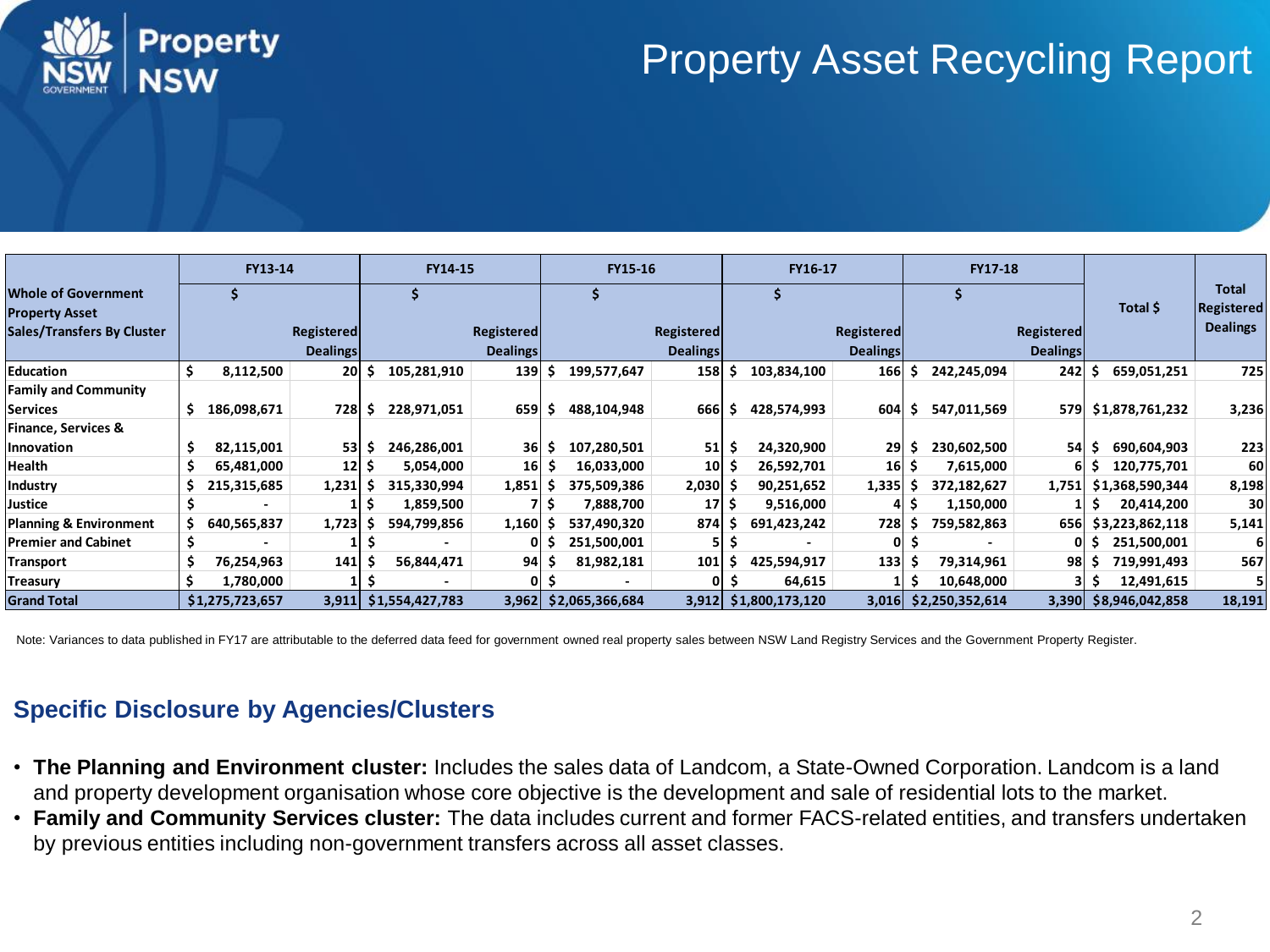# Property Asset Recycling Report

| Whole of Government Property Asset Sales/Transfers By Cluster | FY13-14 | | FY14-15 | | FY15-16 | | FY16-17 | | FY17-18 | | Total $ | Total Registered Dealings |
|---|---|---|---|---|---|---|---|---|---|---|---|---|
| | $ | Registered Dealings | $ | Registered Dealings | $ | Registered Dealings | $ | Registered Dealings | $ | Registered Dealings | | |
| Education | $ 8,112,500 | 20 | $ 105,281,910 | 139 | $ 199,577,647 | 158 | $ 103,834,100 | 166 | $ 242,245,094 | 242 | $ 659,051,251 | 725 |
| Family and Community Services | $ 186,098,671 | 728 | $ 228,971,051 | 659 | $ 488,104,948 | 666 | $ 428,574,993 | 604 | $ 547,011,569 | 579 | $1,878,761,232 | 3,236 |
| Finance, Services & Innovation | $ 82,115,001 | 53 | $ 246,286,001 | 36 | $ 107,280,501 | 51 | $ 24,320,900 | 29 | $ 230,602,500 | 54 | $ 690,604,903 | 223 |
| Health | $ 65,481,000 | 12 | $ 5,054,000 | 16 | $ 16,033,000 | 10 | $ 26,592,701 | 16 | $ 7,615,000 | 6 | $ 120,775,701 | 60 |
| Industry | $ 215,315,685 | 1,231 | $ 315,330,994 | 1,851 | $ 375,509,386 | 2,030 | $ 90,251,652 | 1,335 | $ 372,182,627 | 1,751 | $1,368,590,344 | 8,198 |
| Justice | $ - | 1 | $ 1,859,500 | 7 | $ 7,888,700 | 17 | $ 9,516,000 | 4 | $ 1,150,000 | 1 | $ 20,414,200 | 30 |
| Planning & Environment | $ 640,565,837 | 1,723 | $ 594,799,856 | 1,160 | $ 537,490,320 | 874 | $ 691,423,242 | 728 | $ 759,582,863 | 656 | $3,223,862,118 | 5,141 |
| Premier and Cabinet | $ - | 1 | $ - | 0 | $ 251,500,001 | 5 | $ - | 0 | $ - | 0 | $ 251,500,001 | 6 |
| Transport | $ 76,254,963 | 141 | $ 56,844,471 | 94 | $ 81,982,181 | 101 | $ 425,594,917 | 133 | $ 79,314,961 | 98 | $ 719,991,493 | 567 |
| Treasury | $ 1,780,000 | 1 | $ - | 0 | $ - | 0 | $ 64,615 | 1 | $ 10,648,000 | 3 | $ 12,491,615 | 5 |
| **Grand Total** | **$1,275,723,657** | **3,911** | **$1,554,427,783** | **3,962** | **$2,065,366,684** | **3,912** | **$1,800,173,120** | **3,016** | **$2,250,352,614** | **3,390** | **$8,946,042,858** | **18,191** |

Note: Variances to data published in FY17 are attributable to the deferred data feed for government owned real property sales between NSW Land Registry Services and the Government Property Register.

## Specific Disclosure by Agencies/Clusters

- **The Planning and Environment cluster:** Includes the sales data of Landcom, a State-Owned Corporation. Landcom is a land and property development organisation whose core objective is the development and sale of residential lots to the market.
- **Family and Community Services cluster:** The data includes current and former FACS-related entities, and transfers undertaken by previous entities including non-government transfers across all asset classes.